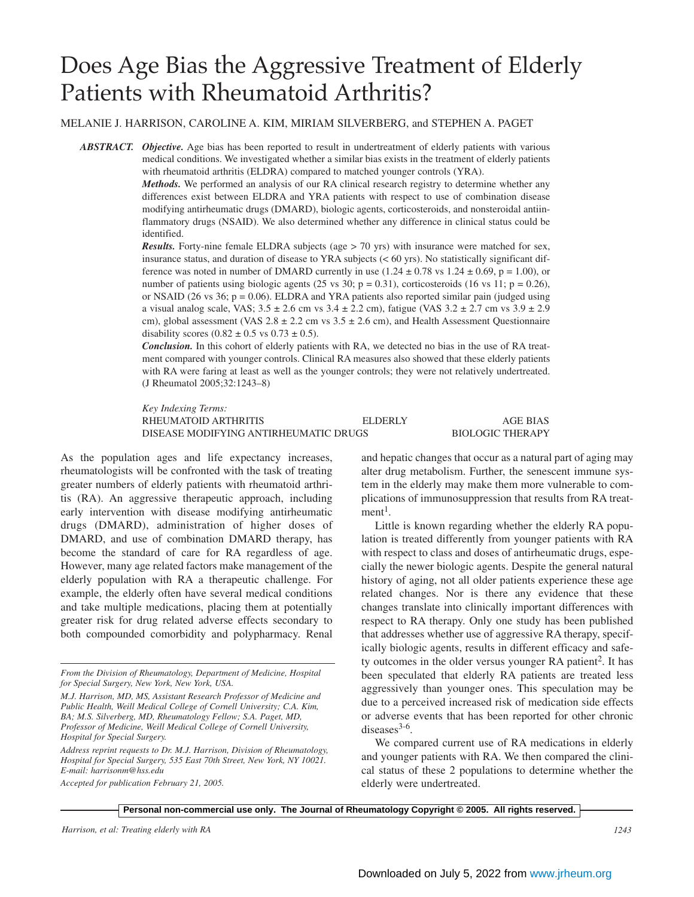# Does Age Bias the Aggressive Treatment of Elderly Patients with Rheumatoid Arthritis?

MELANIE J. HARRISON, CAROLINE A. KIM, MIRIAM SILVERBERG, and STEPHEN A. PAGET

**ABSTRACT.** ***Objective.*** Age bias has been reported to result in undertreatment of elderly patients with various medical conditions. We investigated whether a similar bias exists in the treatment of elderly patients with rheumatoid arthritis (ELDRA) compared to matched younger controls (YRA).

***Methods.*** We performed an analysis of our RA clinical research registry to determine whether any differences exist between ELDRA and YRA patients with respect to use of combination disease modifying antirheumatic drugs (DMARD), biologic agents, corticosteroids, and nonsteroidal antiinflammatory drugs (NSAID). We also determined whether any difference in clinical status could be identified.

***Results.*** Forty-nine female ELDRA subjects (age > 70 yrs) with insurance were matched for sex, insurance status, and duration of disease to YRA subjects (< 60 yrs). No statistically significant difference was noted in number of DMARD currently in use (1.24 ± 0.78 vs 1.24 ± 0.69, p = 1.00), or number of patients using biologic agents (25 vs 30; p = 0.31), corticosteroids (16 vs 11; p = 0.26), or NSAID (26 vs 36; p = 0.06). ELDRA and YRA patients also reported similar pain (judged using a visual analog scale, VAS; 3.5 ± 2.6 cm vs 3.4 ± 2.2 cm), fatigue (VAS 3.2 ± 2.7 cm vs 3.9 ± 2.9 cm), global assessment (VAS 2.8 ± 2.2 cm vs 3.5 ± 2.6 cm), and Health Assessment Questionnaire disability scores (0.82 ± 0.5 vs 0.73 ± 0.5).

***Conclusion.*** In this cohort of elderly patients with RA, we detected no bias in the use of RA treatment compared with younger controls. Clinical RA measures also showed that these elderly patients with RA were faring at least as well as the younger controls; they were not relatively undertreated. (J Rheumatol 2005;32:1243–8)

*Key Indexing Terms:*
RHEUMATOID ARTHRITIS — ELDERLY — AGE BIAS
DISEASE MODIFYING ANTIRHEUMATIC DRUGS — BIOLOGIC THERAPY

As the population ages and life expectancy increases, rheumatologists will be confronted with the task of treating greater numbers of elderly patients with rheumatoid arthritis (RA). An aggressive therapeutic approach, including early intervention with disease modifying antirheumatic drugs (DMARD), administration of higher doses of DMARD, and use of combination DMARD therapy, has become the standard of care for RA regardless of age. However, many age related factors make management of the elderly population with RA a therapeutic challenge. For example, the elderly often have several medical conditions and take multiple medications, placing them at potentially greater risk for drug related adverse effects secondary to both compounded comorbidity and polypharmacy. Renal and hepatic changes that occur as a natural part of aging may alter drug metabolism. Further, the senescent immune system in the elderly may make them more vulnerable to complications of immunosuppression that results from RA treatment[1].

Little is known regarding whether the elderly RA population is treated differently from younger patients with RA with respect to class and doses of antirheumatic drugs, especially the newer biologic agents. Despite the general natural history of aging, not all older patients experience these age related changes. Nor is there any evidence that these changes translate into clinically important differences with respect to RA therapy. Only one study has been published that addresses whether use of aggressive RA therapy, specifically biologic agents, results in different efficacy and safety outcomes in the older versus younger RA patient[2]. It has been speculated that elderly RA patients are treated less aggressively than younger ones. This speculation may be due to a perceived increased risk of medication side effects or adverse events that has been reported for other chronic diseases[3-6].

We compared current use of RA medications in elderly and younger patients with RA. We then compared the clinical status of these 2 populations to determine whether the elderly were undertreated.

*From the Division of Rheumatology, Department of Medicine, Hospital for Special Surgery, New York, New York, USA.*

*M.J. Harrison, MD, MS, Assistant Research Professor of Medicine and Public Health, Weill Medical College of Cornell University; C.A. Kim, BA; M.S. Silverberg, MD, Rheumatology Fellow; S.A. Paget, MD, Professor of Medicine, Weill Medical College of Cornell University, Hospital for Special Surgery.*

*Address reprint requests to Dr. M.J. Harrison, Division of Rheumatology, Hospital for Special Surgery, 535 East 70th Street, New York, NY 10021. E-mail: harrisonm@hss.edu*

*Accepted for publication February 21, 2005.*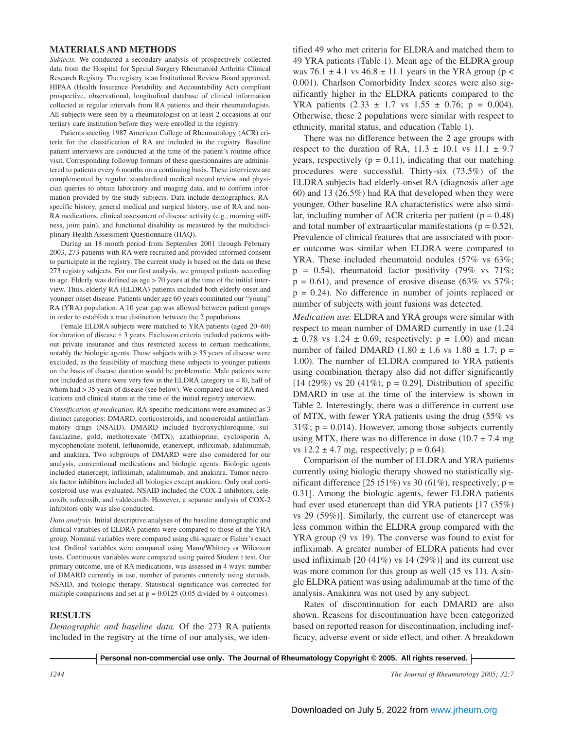## MATERIALS AND METHODS

*Subjects.* We conducted a secondary analysis of prospectively collected data from the Hospital for Special Surgery Rheumatoid Arthritis Clinical Research Registry. The registry is an Institutional Review Board approved, HIPAA (Health Insurance Portability and Accountability Act) compliant prospective, observational, longitudinal database of clinical information collected at regular intervals from RA patients and their rheumatologists. All subjects were seen by a rheumatologist on at least 2 occasions at our tertiary care institution before they were enrolled in the registry.

Patients meeting 1987 American College of Rheumatology (ACR) criteria for the classification of RA are included in the registry. Baseline patient interviews are conducted at the time of the patient's routine office visit. Corresponding followup formats of these questionnaires are administered to patients every 6 months on a continuing basis. These interviews are complemented by regular, standardized medical record review and physician queries to obtain laboratory and imaging data, and to confirm information provided by the study subjects. Data include demographics, RA-specific history, general medical and surgical history, use of RA and non-RA medications, clinical assessment of disease activity (e.g., morning stiffness, joint pain), and functional disability as measured by the multidisciplinary Health Assessment Questionnaire (HAQ).

During an 18 month period from September 2001 through February 2003, 273 patients with RA were recruited and provided informed consent to participate in the registry. The current study is based on the data on these 273 registry subjects. For our first analysis, we grouped patients according to age. Elderly was defined as age > 70 years at the time of the initial interview. Thus, elderly RA (ELDRA) patients included both elderly onset and younger onset disease. Patients under age 60 years constituted our "young" RA (YRA) population. A 10 year gap was allowed between patient groups in order to establish a true distinction between the 2 populations.

Female ELDRA subjects were matched to YRA patients (aged 20–60) for duration of disease ± 3 years. Exclusion criteria included patients without private insurance and thus restricted access to certain medications, notably the biologic agents. Those subjects with > 35 years of disease were excluded, as the feasibility of matching these subjects to younger patients on the basis of disease duration would be problematic. Male patients were not included as there were very few in the ELDRA category (n = 8), half of whom had > 35 years of disease (see below). We compared use of RA medications and clinical status at the time of the initial registry interview.

*Classification of medication.* RA-specific medications were examined as 3 distinct categories: DMARD, corticosteroids, and nonsteroidal antiinflammatory drugs (NSAID). DMARD included hydroxychloroquine, sulfasalazine, gold, methotrexate (MTX), azathioprine, cyclosporin A, mycophenolate mofetil, leflunomide, etanercept, infliximab, adalimumab, and anakinra. Two subgroups of DMARD were also considered for our analysis, conventional medications and biologic agents. Biologic agents included etanercept, infliximab, adalimumab, and anakinra. Tumor necrosis factor inhibitors included all biologics except anakinra. Only oral corticosteroid use was evaluated. NSAID included the COX-2 inhibitors, celecoxib, rofecoxib, and valdecoxib. However, a separate analysis of COX-2 inhibitors only was also conducted.

*Data analysis.* Initial descriptive analyses of the baseline demographic and clinical variables of ELDRA patients were compared to those of the YRA group. Nominal variables were compared using chi-square or Fisher's exact test. Ordinal variables were compared using Mann/Whitney or Wilcoxon tests. Continuous variables were compared using paired Student t test. Our primary outcome, use of RA medications, was assessed in 4 ways: number of DMARD currently in use, number of patients currently using steroids, NSAID, and biologic therapy. Statistical significance was corrected for multiple comparisons and set at p = 0.0125 (0.05 divided by 4 outcomes).

## RESULTS

*Demographic and baseline data.* Of the 273 RA patients included in the registry at the time of our analysis, we identified 49 who met criteria for ELDRA and matched them to 49 YRA patients (Table 1). Mean age of the ELDRA group was 76.1 ± 4.1 vs 46.8 ± 11.1 years in the YRA group (p < 0.001). Charlson Comorbidity Index scores were also significantly higher in the ELDRA patients compared to the YRA patients (2.33 ± 1.7 vs 1.55 ± 0.76; p = 0.004). Otherwise, these 2 populations were similar with respect to ethnicity, marital status, and education (Table 1).

There was no difference between the 2 age groups with respect to the duration of RA, 11.3 ± 10.1 vs 11.1 ± 9.7 years, respectively (p = 0.11), indicating that our matching procedures were successful. Thirty-six (73.5%) of the ELDRA subjects had elderly-onset RA (diagnosis after age 60) and 13 (26.5%) had RA that developed when they were younger. Other baseline RA characteristics were also similar, including number of ACR criteria per patient (p = 0.48) and total number of extraarticular manifestations (p = 0.52). Prevalence of clinical features that are associated with poorer outcome was similar when ELDRA were compared to YRA. These included rheumatoid nodules (57% vs 63%; p = 0.54), rheumatoid factor positivity (79% vs 71%; p = 0.61), and presence of erosive disease (63% vs 57%; p = 0.24). No difference in number of joints replaced or number of subjects with joint fusions was detected.

*Medication use.* ELDRA and YRA groups were similar with respect to mean number of DMARD currently in use (1.24 ± 0.78 vs 1.24 ± 0.69, respectively; p = 1.00) and mean number of failed DMARD (1.80 ± 1.6 vs 1.80 ± 1.7; p = 1.00). The number of ELDRA compared to YRA patients using combination therapy also did not differ significantly [14 (29%) vs 20 (41%); p = 0.29]. Distribution of specific DMARD in use at the time of the interview is shown in Table 2. Interestingly, there was a difference in current use of MTX, with fewer YRA patients using the drug (55% vs 31%; p = 0.014). However, among those subjects currently using MTX, there was no difference in dose (10.7 ± 7.4 mg vs 12.2 ± 4.7 mg, respectively; p = 0.64).

Comparison of the number of ELDRA and YRA patients currently using biologic therapy showed no statistically significant difference [25 (51%) vs 30 (61%), respectively; p = 0.31]. Among the biologic agents, fewer ELDRA patients had ever used etanercept than did YRA patients [17 (35%) vs 29 (59%)]. Similarly, the current use of etanercept was less common within the ELDRA group compared with the YRA group (9 vs 19). The converse was found to exist for infliximab. A greater number of ELDRA patients had ever used infliximab [20 (41%) vs 14 (29%)] and its current use was more common for this group as well (15 vs 11). A single ELDRA patient was using adalimumab at the time of the analysis. Anakinra was not used by any subject.

Rates of discontinuation for each DMARD are also shown. Reasons for discontinuation have been categorized based on reported reason for discontinuation, including inefficacy, adverse event or side effect, and other. A breakdown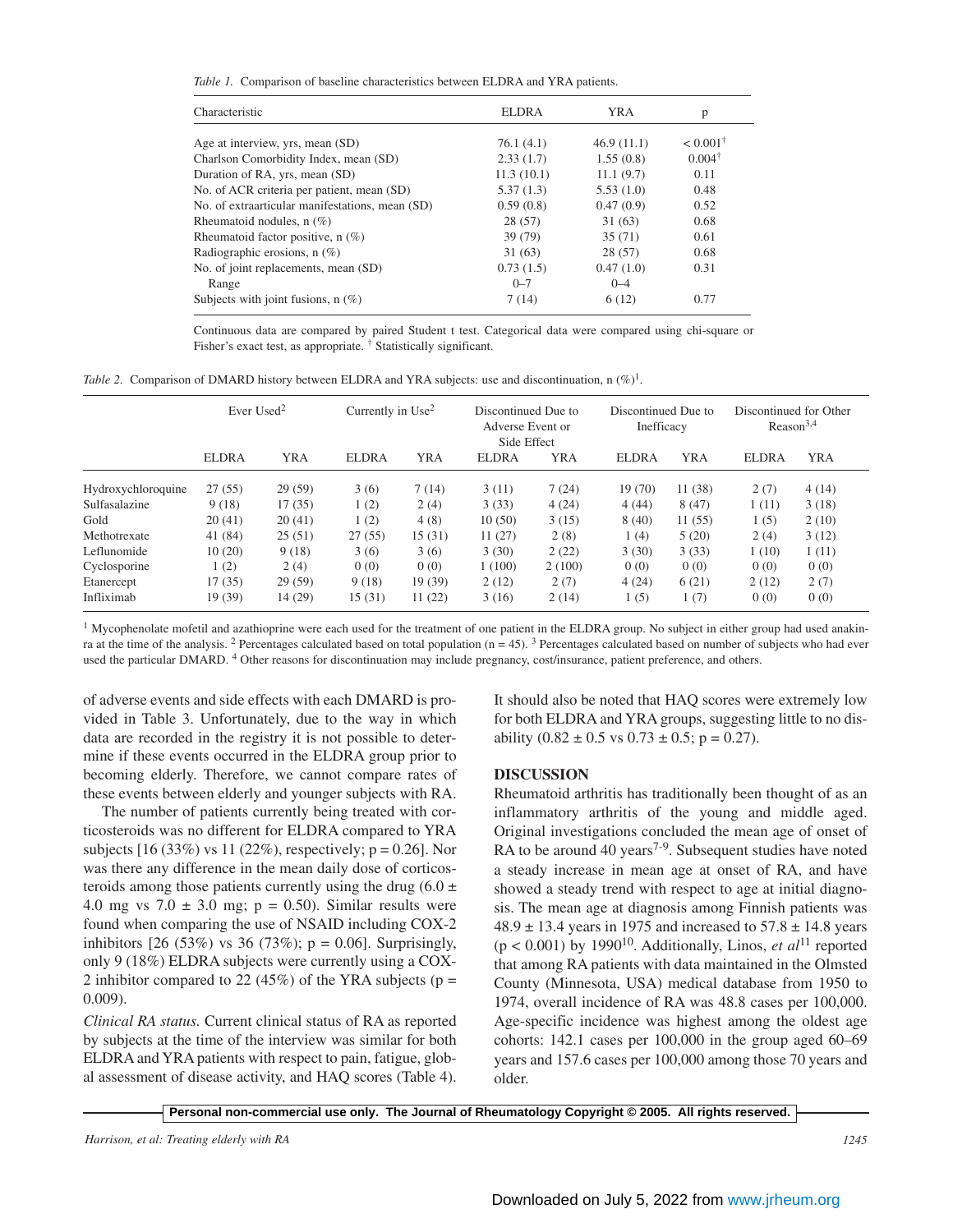*Table 1.* Comparison of baseline characteristics between ELDRA and YRA patients.

| Characteristic | ELDRA | YRA | p |
|---|---|---|---|
| Age at interview, yrs, mean (SD) | 76.1 (4.1) | 46.9 (11.1) | < 0.001[†] |
| Charlson Comorbidity Index, mean (SD) | 2.33 (1.7) | 1.55 (0.8) | 0.004[†] |
| Duration of RA, yrs, mean (SD) | 11.3 (10.1) | 11.1 (9.7) | 0.11 |
| No. of ACR criteria per patient, mean (SD) | 5.37 (1.3) | 5.53 (1.0) | 0.48 |
| No. of extraarticular manifestations, mean (SD) | 0.59 (0.8) | 0.47 (0.9) | 0.52 |
| Rheumatoid nodules, n (%) | 28 (57) | 31 (63) | 0.68 |
| Rheumatoid factor positive, n (%) | 39 (79) | 35 (71) | 0.61 |
| Radiographic erosions, n (%) | 31 (63) | 28 (57) | 0.68 |
| No. of joint replacements, mean (SD) | 0.73 (1.5) | 0.47 (1.0) | 0.31 |
| Range | 0–7 | 0–4 | |
| Subjects with joint fusions, n (%) | 7 (14) | 6 (12) | 0.77 |

Continuous data are compared by paired Student t test. Categorical data were compared using chi-square or Fisher's exact test, as appropriate. [†] Statistically significant.

*Table 2.* Comparison of DMARD history between ELDRA and YRA subjects: use and discontinuation, n (%)[1].

| | Ever Used[2] | | Currently in Use[2] | | Discontinued Due to Adverse Event or Side Effect | | Discontinued Due to Inefficacy | | Discontinued for Other Reason[3,4] | |
|---|---|---|---|---|---|---|---|---|---|---|
| | ELDRA | YRA | ELDRA | YRA | ELDRA | YRA | ELDRA | YRA | ELDRA | YRA |
| Hydroxychloroquine | 27 (55) | 29 (59) | 3 (6) | 7 (14) | 3 (11) | 7 (24) | 19 (70) | 11 (38) | 2 (7) | 4 (14) |
| Sulfasalazine | 9 (18) | 17 (35) | 1 (2) | 2 (4) | 3 (33) | 4 (24) | 4 (44) | 8 (47) | 1 (11) | 3 (18) |
| Gold | 20 (41) | 20 (41) | 1 (2) | 4 (8) | 10 (50) | 3 (15) | 8 (40) | 11 (55) | 1 (5) | 2 (10) |
| Methotrexate | 41 (84) | 25 (51) | 27 (55) | 15 (31) | 11 (27) | 2 (8) | 1 (4) | 5 (20) | 2 (4) | 3 (12) |
| Leflunomide | 10 (20) | 9 (18) | 3 (6) | 3 (6) | 3 (30) | 2 (22) | 3 (30) | 3 (33) | 1 (10) | 1 (11) |
| Cyclosporine | 1 (2) | 2 (4) | 0 (0) | 0 (0) | 1 (100) | 2 (100) | 0 (0) | 0 (0) | 0 (0) | 0 (0) |
| Etanercept | 17 (35) | 29 (59) | 9 (18) | 19 (39) | 2 (12) | 2 (7) | 4 (24) | 6 (21) | 2 (12) | 2 (7) |
| Infliximab | 19 (39) | 14 (29) | 15 (31) | 11 (22) | 3 (16) | 2 (14) | 1 (5) | 1 (7) | 0 (0) | 0 (0) |

[1] Mycophenolate mofetil and azathioprine were each used for the treatment of one patient in the ELDRA group. No subject in either group had used anakinra at the time of the analysis. [2] Percentages calculated based on total population (n = 45). [3] Percentages calculated based on number of subjects who had ever used the particular DMARD. [4] Other reasons for discontinuation may include pregnancy, cost/insurance, patient preference, and others.

of adverse events and side effects with each DMARD is provided in Table 3. Unfortunately, due to the way in which data are recorded in the registry it is not possible to determine if these events occurred in the ELDRA group prior to becoming elderly. Therefore, we cannot compare rates of these events between elderly and younger subjects with RA.

The number of patients currently being treated with corticosteroids was no different for ELDRA compared to YRA subjects [16 (33%) vs 11 (22%), respectively; p = 0.26]. Nor was there any difference in the mean daily dose of corticosteroids among those patients currently using the drug (6.0 ± 4.0 mg vs 7.0 ± 3.0 mg; p = 0.50). Similar results were found when comparing the use of NSAID including COX-2 inhibitors [26 (53%) vs 36 (73%); p = 0.06]. Surprisingly, only 9 (18%) ELDRA subjects were currently using a COX-2 inhibitor compared to 22 (45%) of the YRA subjects (p = 0.009).

*Clinical RA status.* Current clinical status of RA as reported by subjects at the time of the interview was similar for both ELDRA and YRA patients with respect to pain, fatigue, global assessment of disease activity, and HAQ scores (Table 4). It should also be noted that HAQ scores were extremely low for both ELDRA and YRA groups, suggesting little to no disability (0.82 ± 0.5 vs 0.73 ± 0.5; p = 0.27).

## DISCUSSION

Rheumatoid arthritis has traditionally been thought of as an inflammatory arthritis of the young and middle aged. Original investigations concluded the mean age of onset of RA to be around 40 years[7-9]. Subsequent studies have noted a steady increase in mean age at onset of RA, and have showed a steady trend with respect to age at initial diagnosis. The mean age at diagnosis among Finnish patients was 48.9 ± 13.4 years in 1975 and increased to 57.8 ± 14.8 years (p < 0.001) by 1990[10]. Additionally, Linos, *et al*[11] reported that among RA patients with data maintained in the Olmsted County (Minnesota, USA) medical database from 1950 to 1974, overall incidence of RA was 48.8 cases per 100,000. Age-specific incidence was highest among the oldest age cohorts: 142.1 cases per 100,000 in the group aged 60–69 years and 157.6 cases per 100,000 among those 70 years and older.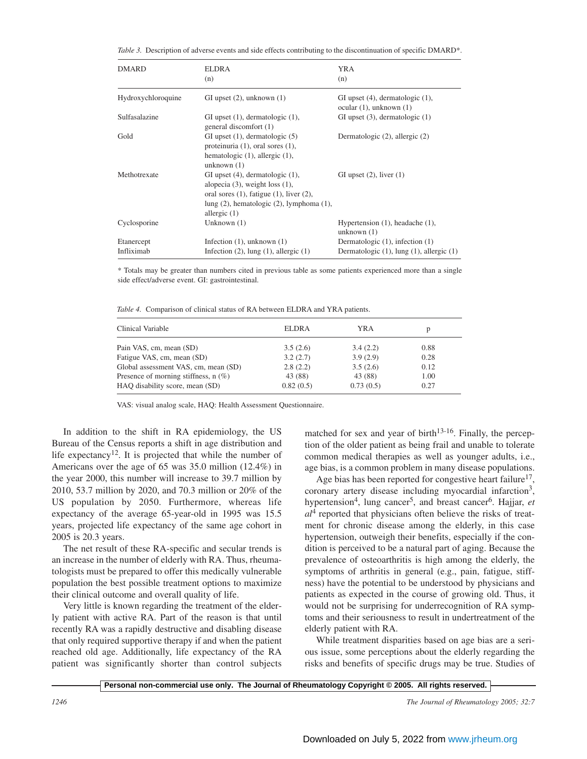*Table 3.* Description of adverse events and side effects contributing to the discontinuation of specific DMARD*.

| DMARD | ELDRA (n) | YRA (n) |
|---|---|---|
| Hydroxychloroquine | GI upset (2), unknown (1) | GI upset (4), dermatologic (1), ocular (1), unknown (1) |
| Sulfasalazine | GI upset (1), dermatologic (1), general discomfort (1) | GI upset (3), dermatologic (1) |
| Gold | GI upset (1), dermatologic (5) proteinuria (1), oral sores (1), hematologic (1), allergic (1), unknown (1) | Dermatologic (2), allergic (2) |
| Methotrexate | GI upset (4), dermatologic (1), alopecia (3), weight loss (1), oral sores (1), fatigue (1), liver (2), lung (2), hematologic (2), lymphoma (1), allergic (1) | GI upset (2), liver (1) |
| Cyclosporine | Unknown (1) | Hypertension (1), headache (1), unknown (1) |
| Etanercept | Infection (1), unknown (1) | Dermatologic (1), infection (1) |
| Infliximab | Infection (2), lung (1), allergic (1) | Dermatologic (1), lung (1), allergic (1) |

* Totals may be greater than numbers cited in previous table as some patients experienced more than a single side effect/adverse event. GI: gastrointestinal.

*Table 4.* Comparison of clinical status of RA between ELDRA and YRA patients.

| Clinical Variable | ELDRA | YRA | p |
|---|---|---|---|
| Pain VAS, cm, mean (SD) | 3.5 (2.6) | 3.4 (2.2) | 0.88 |
| Fatigue VAS, cm, mean (SD) | 3.2 (2.7) | 3.9 (2.9) | 0.28 |
| Global assessment VAS, cm, mean (SD) | 2.8 (2.2) | 3.5 (2.6) | 0.12 |
| Presence of morning stiffness, n (%) | 43 (88) | 43 (88) | 1.00 |
| HAQ disability score, mean (SD) | 0.82 (0.5) | 0.73 (0.5) | 0.27 |

VAS: visual analog scale, HAQ: Health Assessment Questionnaire.

In addition to the shift in RA epidemiology, the US Bureau of the Census reports a shift in age distribution and life expectancy[12]. It is projected that while the number of Americans over the age of 65 was 35.0 million (12.4%) in the year 2000, this number will increase to 39.7 million by 2010, 53.7 million by 2020, and 70.3 million or 20% of the US population by 2050. Furthermore, whereas life expectancy of the average 65-year-old in 1995 was 15.5 years, projected life expectancy of the same age cohort in 2005 is 20.3 years.

The net result of these RA-specific and secular trends is an increase in the number of elderly with RA. Thus, rheumatologists must be prepared to offer this medically vulnerable population the best possible treatment options to maximize their clinical outcome and overall quality of life.

Very little is known regarding the treatment of the elderly patient with active RA. Part of the reason is that until recently RA was a rapidly destructive and disabling disease that only required supportive therapy if and when the patient reached old age. Additionally, life expectancy of the RA patient was significantly shorter than control subjects matched for sex and year of birth[13-16]. Finally, the perception of the older patient as being frail and unable to tolerate common medical therapies as well as younger adults, i.e., age bias, is a common problem in many disease populations.

Age bias has been reported for congestive heart failure[17], coronary artery disease including myocardial infarction[3], hypertension[4], lung cancer[5], and breast cancer[6]. Hajjar, *et al*[4] reported that physicians often believe the risks of treatment for chronic disease among the elderly, in this case hypertension, outweigh their benefits, especially if the condition is perceived to be a natural part of aging. Because the prevalence of osteoarthritis is high among the elderly, the symptoms of arthritis in general (e.g., pain, fatigue, stiffness) have the potential to be understood by physicians and patients as expected in the course of growing old. Thus, it would not be surprising for underrecognition of RA symptoms and their seriousness to result in undertreatment of the elderly patient with RA.

While treatment disparities based on age bias are a serious issue, some perceptions about the elderly regarding the risks and benefits of specific drugs may be true. Studies of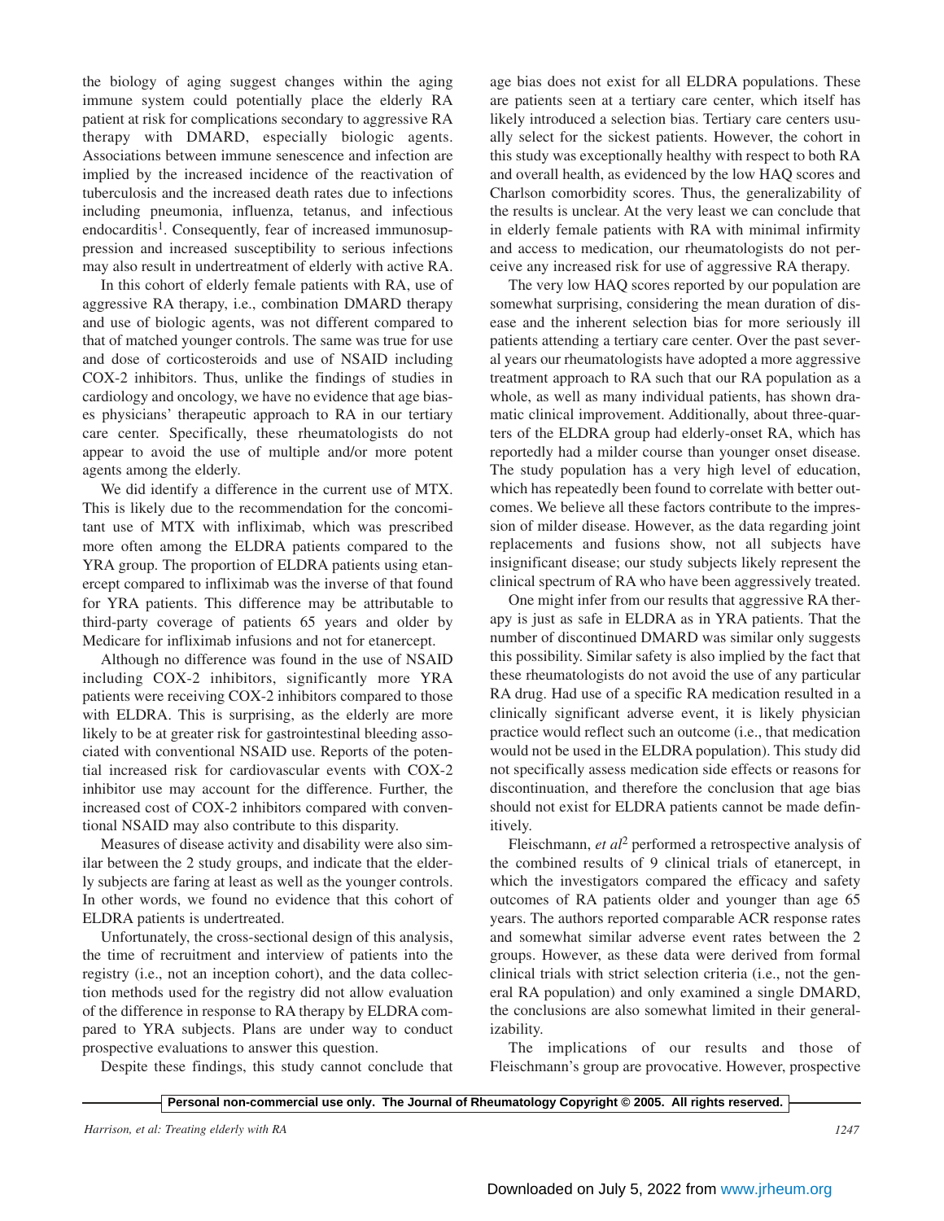the biology of aging suggest changes within the aging immune system could potentially place the elderly RA patient at risk for complications secondary to aggressive RA therapy with DMARD, especially biologic agents. Associations between immune senescence and infection are implied by the increased incidence of the reactivation of tuberculosis and the increased death rates due to infections including pneumonia, influenza, tetanus, and infectious endocarditis[1]. Consequently, fear of increased immunosuppression and increased susceptibility to serious infections may also result in undertreatment of elderly with active RA.

In this cohort of elderly female patients with RA, use of aggressive RA therapy, i.e., combination DMARD therapy and use of biologic agents, was not different compared to that of matched younger controls. The same was true for use and dose of corticosteroids and use of NSAID including COX-2 inhibitors. Thus, unlike the findings of studies in cardiology and oncology, we have no evidence that age biases physicians' therapeutic approach to RA in our tertiary care center. Specifically, these rheumatologists do not appear to avoid the use of multiple and/or more potent agents among the elderly.

We did identify a difference in the current use of MTX. This is likely due to the recommendation for the concomitant use of MTX with infliximab, which was prescribed more often among the ELDRA patients compared to the YRA group. The proportion of ELDRA patients using etanercept compared to infliximab was the inverse of that found for YRA patients. This difference may be attributable to third-party coverage of patients 65 years and older by Medicare for infliximab infusions and not for etanercept.

Although no difference was found in the use of NSAID including COX-2 inhibitors, significantly more YRA patients were receiving COX-2 inhibitors compared to those with ELDRA. This is surprising, as the elderly are more likely to be at greater risk for gastrointestinal bleeding associated with conventional NSAID use. Reports of the potential increased risk for cardiovascular events with COX-2 inhibitor use may account for the difference. Further, the increased cost of COX-2 inhibitors compared with conventional NSAID may also contribute to this disparity.

Measures of disease activity and disability were also similar between the 2 study groups, and indicate that the elderly subjects are faring at least as well as the younger controls. In other words, we found no evidence that this cohort of ELDRA patients is undertreated.

Unfortunately, the cross-sectional design of this analysis, the time of recruitment and interview of patients into the registry (i.e., not an inception cohort), and the data collection methods used for the registry did not allow evaluation of the difference in response to RA therapy by ELDRA compared to YRA subjects. Plans are under way to conduct prospective evaluations to answer this question.

Despite these findings, this study cannot conclude that age bias does not exist for all ELDRA populations. These are patients seen at a tertiary care center, which itself has likely introduced a selection bias. Tertiary care centers usually select for the sickest patients. However, the cohort in this study was exceptionally healthy with respect to both RA and overall health, as evidenced by the low HAQ scores and Charlson comorbidity scores. Thus, the generalizability of the results is unclear. At the very least we can conclude that in elderly female patients with RA with minimal infirmity and access to medication, our rheumatologists do not perceive any increased risk for use of aggressive RA therapy.

The very low HAQ scores reported by our population are somewhat surprising, considering the mean duration of disease and the inherent selection bias for more seriously ill patients attending a tertiary care center. Over the past several years our rheumatologists have adopted a more aggressive treatment approach to RA such that our RA population as a whole, as well as many individual patients, has shown dramatic clinical improvement. Additionally, about three-quarters of the ELDRA group had elderly-onset RA, which has reportedly had a milder course than younger onset disease. The study population has a very high level of education, which has repeatedly been found to correlate with better outcomes. We believe all these factors contribute to the impression of milder disease. However, as the data regarding joint replacements and fusions show, not all subjects have insignificant disease; our study subjects likely represent the clinical spectrum of RA who have been aggressively treated.

One might infer from our results that aggressive RA therapy is just as safe in ELDRA as in YRA patients. That the number of discontinued DMARD was similar only suggests this possibility. Similar safety is also implied by the fact that these rheumatologists do not avoid the use of any particular RA drug. Had use of a specific RA medication resulted in a clinically significant adverse event, it is likely physician practice would reflect such an outcome (i.e., that medication would not be used in the ELDRA population). This study did not specifically assess medication side effects or reasons for discontinuation, and therefore the conclusion that age bias should not exist for ELDRA patients cannot be made definitively.

Fleischmann, *et al*[2] performed a retrospective analysis of the combined results of 9 clinical trials of etanercept, in which the investigators compared the efficacy and safety outcomes of RA patients older and younger than age 65 years. The authors reported comparable ACR response rates and somewhat similar adverse event rates between the 2 groups. However, as these data were derived from formal clinical trials with strict selection criteria (i.e., not the general RA population) and only examined a single DMARD, the conclusions are also somewhat limited in their generalizability.

The implications of our results and those of Fleischmann's group are provocative. However, prospective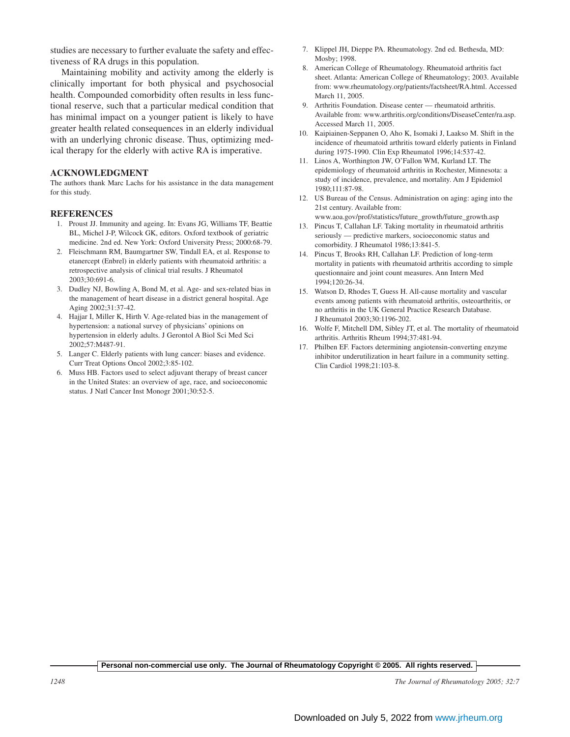studies are necessary to further evaluate the safety and effectiveness of RA drugs in this population.

Maintaining mobility and activity among the elderly is clinically important for both physical and psychosocial health. Compounded comorbidity often results in less functional reserve, such that a particular medical condition that has minimal impact on a younger patient is likely to have greater health related consequences in an elderly individual with an underlying chronic disease. Thus, optimizing medical therapy for the elderly with active RA is imperative.

## ACKNOWLEDGMENT

The authors thank Marc Lachs for his assistance in the data management for this study.

## REFERENCES

1. Proust JJ. Immunity and ageing. In: Evans JG, Williams TF, Beattie BL, Michel J-P, Wilcock GK, editors. Oxford textbook of geriatric medicine. 2nd ed. New York: Oxford University Press; 2000:68-79.
2. Fleischmann RM, Baumgartner SW, Tindall EA, et al. Response to etanercept (Enbrel) in elderly patients with rheumatoid arthritis: a retrospective analysis of clinical trial results. J Rheumatol 2003;30:691-6.
3. Dudley NJ, Bowling A, Bond M, et al. Age- and sex-related bias in the management of heart disease in a district general hospital. Age Aging 2002;31:37-42.
4. Hajjar I, Miller K, Hirth V. Age-related bias in the management of hypertension: a national survey of physicians' opinions on hypertension in elderly adults. J Gerontol A Biol Sci Med Sci 2002;57:M487-91.
5. Langer C. Elderly patients with lung cancer: biases and evidence. Curr Treat Options Oncol 2002;3:85-102.
6. Muss HB. Factors used to select adjuvant therapy of breast cancer in the United States: an overview of age, race, and socioeconomic status. J Natl Cancer Inst Monogr 2001;30:52-5.
7. Klippel JH, Dieppe PA. Rheumatology. 2nd ed. Bethesda, MD: Mosby; 1998.
8. American College of Rheumatology. Rheumatoid arthritis fact sheet. Atlanta: American College of Rheumatology; 2003. Available from: www.rheumatology.org/patients/factsheet/RA.html. Accessed March 11, 2005.
9. Arthritis Foundation. Disease center — rheumatoid arthritis. Available from: www.arthritis.org/conditions/DiseaseCenter/ra.asp. Accessed March 11, 2005.
10. Kaipiainen-Seppanen O, Aho K, Isomaki J, Laakso M. Shift in the incidence of rheumatoid arthritis toward elderly patients in Finland during 1975-1990. Clin Exp Rheumatol 1996;14:537-42.
11. Linos A, Worthington JW, O'Fallon WM, Kurland LT. The epidemiology of rheumatoid arthritis in Rochester, Minnesota: a study of incidence, prevalence, and mortality. Am J Epidemiol 1980;111:87-98.
12. US Bureau of the Census. Administration on aging: aging into the 21st century. Available from: www.aoa.gov/prof/statistics/future_growth/future_growth.asp
13. Pincus T, Callahan LF. Taking mortality in rheumatoid arthritis seriously — predictive markers, socioeconomic status and comorbidity. J Rheumatol 1986;13:841-5.
14. Pincus T, Brooks RH, Callahan LF. Prediction of long-term mortality in patients with rheumatoid arthritis according to simple questionnaire and joint count measures. Ann Intern Med 1994;120:26-34.
15. Watson D, Rhodes T, Guess H. All-cause mortality and vascular events among patients with rheumatoid arthritis, osteoarthritis, or no arthritis in the UK General Practice Research Database. J Rheumatol 2003;30:1196-202.
16. Wolfe F, Mitchell DM, Sibley JT, et al. The mortality of rheumatoid arthritis. Arthritis Rheum 1994;37:481-94.
17. Philben EF. Factors determining angiotensin-converting enzyme inhibitor underutilization in heart failure in a community setting. Clin Cardiol 1998;21:103-8.